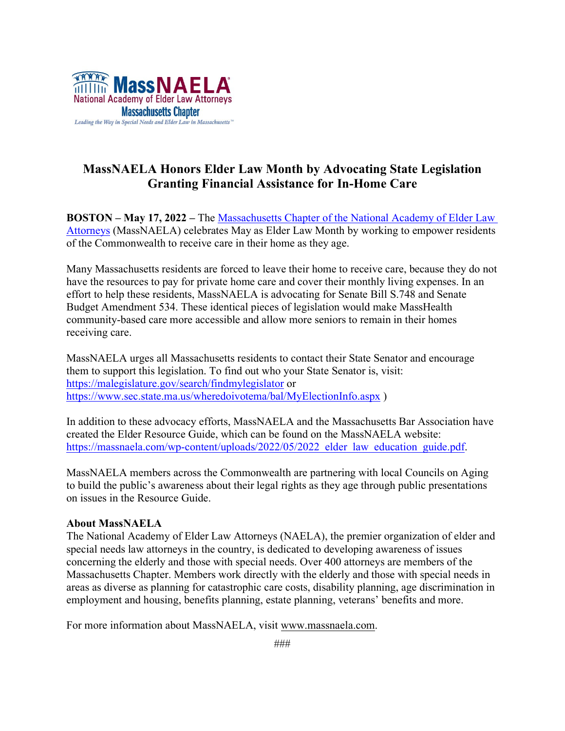MassNAELA
National Academy of Elder Law Attorneys
Massachusetts Chapter
*Leading the Way in Special Needs and Elder Law in Massachusetts*

# MassNAELA Honors Elder Law Month by Advocating State Legislation Granting Financial Assistance for In-Home Care

**BOSTON – May 17, 2022 –** The [Massachusetts Chapter of the National Academy of Elder Law Attorneys](https://massnaela.com) (MassNAELA) celebrates May as Elder Law Month by working to empower residents of the Commonwealth to receive care in their home as they age.

Many Massachusetts residents are forced to leave their home to receive care, because they do not have the resources to pay for private home care and cover their monthly living expenses. In an effort to help these residents, MassNAELA is advocating for Senate Bill S.748 and Senate Budget Amendment 534. These identical pieces of legislation would make MassHealth community-based care more accessible and allow more seniors to remain in their homes receiving care.

MassNAELA urges all Massachusetts residents to contact their State Senator and encourage them to support this legislation. To find out who your State Senator is, visit: https://malegislature.gov/search/findmylegislator or https://www.sec.state.ma.us/wheredoivotema/bal/MyElectionInfo.aspx )

In addition to these advocacy efforts, MassNAELA and the Massachusetts Bar Association have created the Elder Resource Guide, which can be found on the MassNAELA website: https://massnaela.com/wp-content/uploads/2022/05/2022_elder_law_education_guide.pdf.

MassNAELA members across the Commonwealth are partnering with local Councils on Aging to build the public's awareness about their legal rights as they age through public presentations on issues in the Resource Guide.

**About MassNAELA**
The National Academy of Elder Law Attorneys (NAELA), the premier organization of elder and special needs law attorneys in the country, is dedicated to developing awareness of issues concerning the elderly and those with special needs. Over 400 attorneys are members of the Massachusetts Chapter. Members work directly with the elderly and those with special needs in areas as diverse as planning for catastrophic care costs, disability planning, age discrimination in employment and housing, benefits planning, estate planning, veterans' benefits and more.

For more information about MassNAELA, visit www.massnaela.com.

###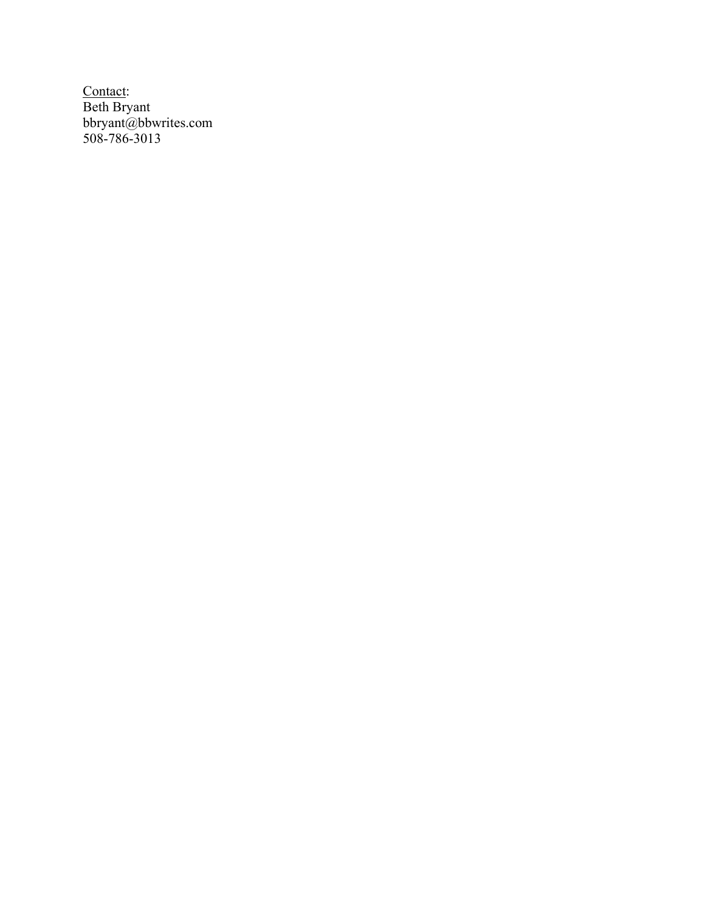<u>Contact</u>:
Beth Bryant
bbryant@bbwrites.com
508-786-3013